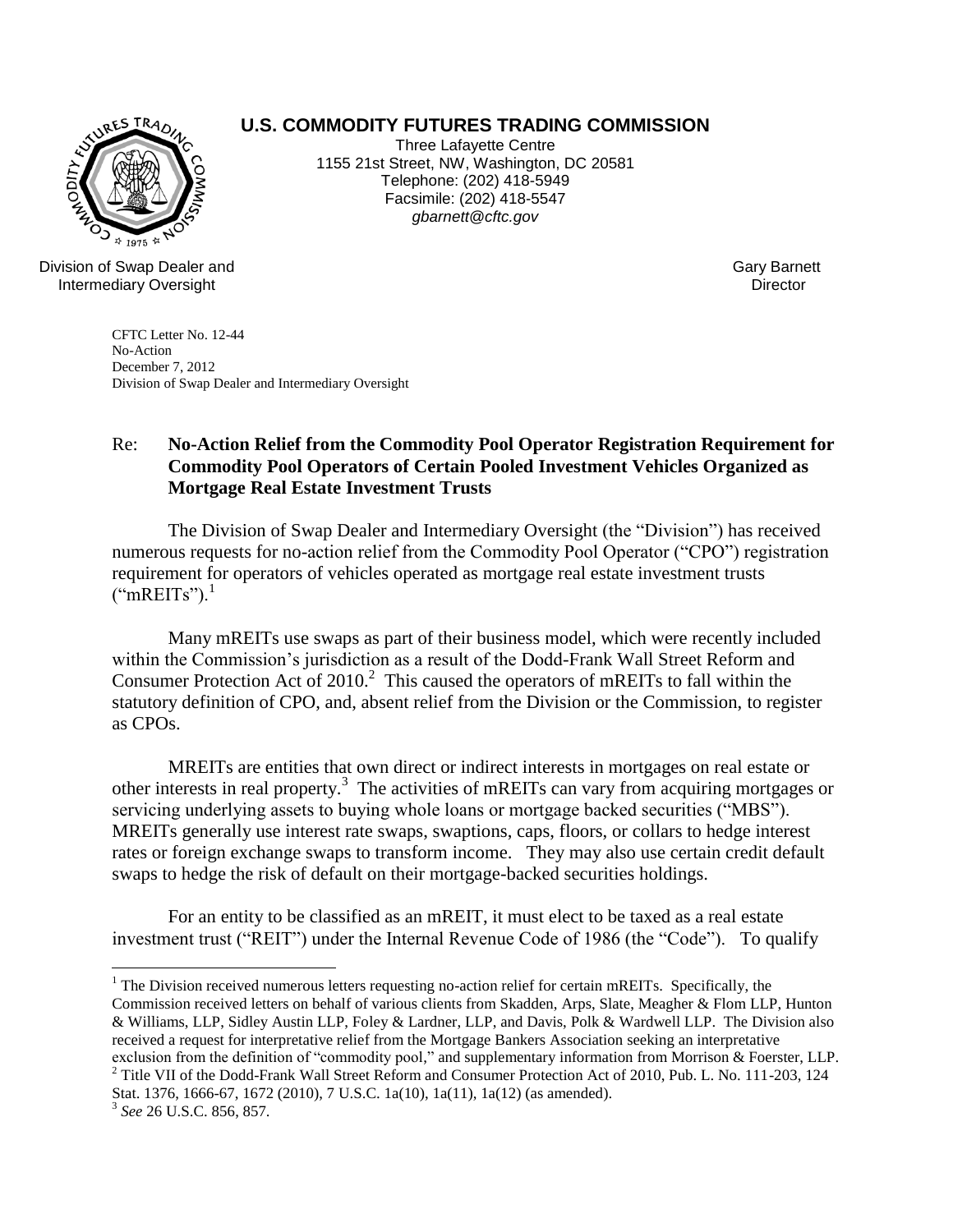**U.S. COMMODITY FUTURES TRADING COMMISSION**

Three Lafayette Centre
1155 21st Street, NW, Washington, DC 20581
Telephone: (202) 418-5949
Facsimile: (202) 418-5547
*gbarnett@cftc.gov*

Division of Swap Dealer and Intermediary Oversight

Gary Barnett
Director

CFTC Letter No. 12-44
No-Action
December 7, 2012
Division of Swap Dealer and Intermediary Oversight

Re: **No-Action Relief from the Commodity Pool Operator Registration Requirement for Commodity Pool Operators of Certain Pooled Investment Vehicles Organized as Mortgage Real Estate Investment Trusts**

The Division of Swap Dealer and Intermediary Oversight (the "Division") has received numerous requests for no-action relief from the Commodity Pool Operator ("CPO") registration requirement for operators of vehicles operated as mortgage real estate investment trusts ("mREITs").[1]

Many mREITs use swaps as part of their business model, which were recently included within the Commission's jurisdiction as a result of the Dodd-Frank Wall Street Reform and Consumer Protection Act of 2010.[2] This caused the operators of mREITs to fall within the statutory definition of CPO, and, absent relief from the Division or the Commission, to register as CPOs.

MREITs are entities that own direct or indirect interests in mortgages on real estate or other interests in real property.[3] The activities of mREITs can vary from acquiring mortgages or servicing underlying assets to buying whole loans or mortgage backed securities ("MBS"). MREITs generally use interest rate swaps, swaptions, caps, floors, or collars to hedge interest rates or foreign exchange swaps to transform income. They may also use certain credit default swaps to hedge the risk of default on their mortgage-backed securities holdings.

For an entity to be classified as an mREIT, it must elect to be taxed as a real estate investment trust ("REIT") under the Internal Revenue Code of 1986 (the "Code"). To qualify

---

[1] The Division received numerous letters requesting no-action relief for certain mREITs. Specifically, the Commission received letters on behalf of various clients from Skadden, Arps, Slate, Meagher & Flom LLP, Hunton & Williams, LLP, Sidley Austin LLP, Foley & Lardner, LLP, and Davis, Polk & Wardwell LLP. The Division also received a request for interpretative relief from the Mortgage Bankers Association seeking an interpretative exclusion from the definition of "commodity pool," and supplementary information from Morrison & Foerster, LLP.

[2] Title VII of the Dodd-Frank Wall Street Reform and Consumer Protection Act of 2010, Pub. L. No. 111-203, 124 Stat. 1376, 1666-67, 1672 (2010), 7 U.S.C. 1a(10), 1a(11), 1a(12) (as amended).

[3] *See* 26 U.S.C. 856, 857.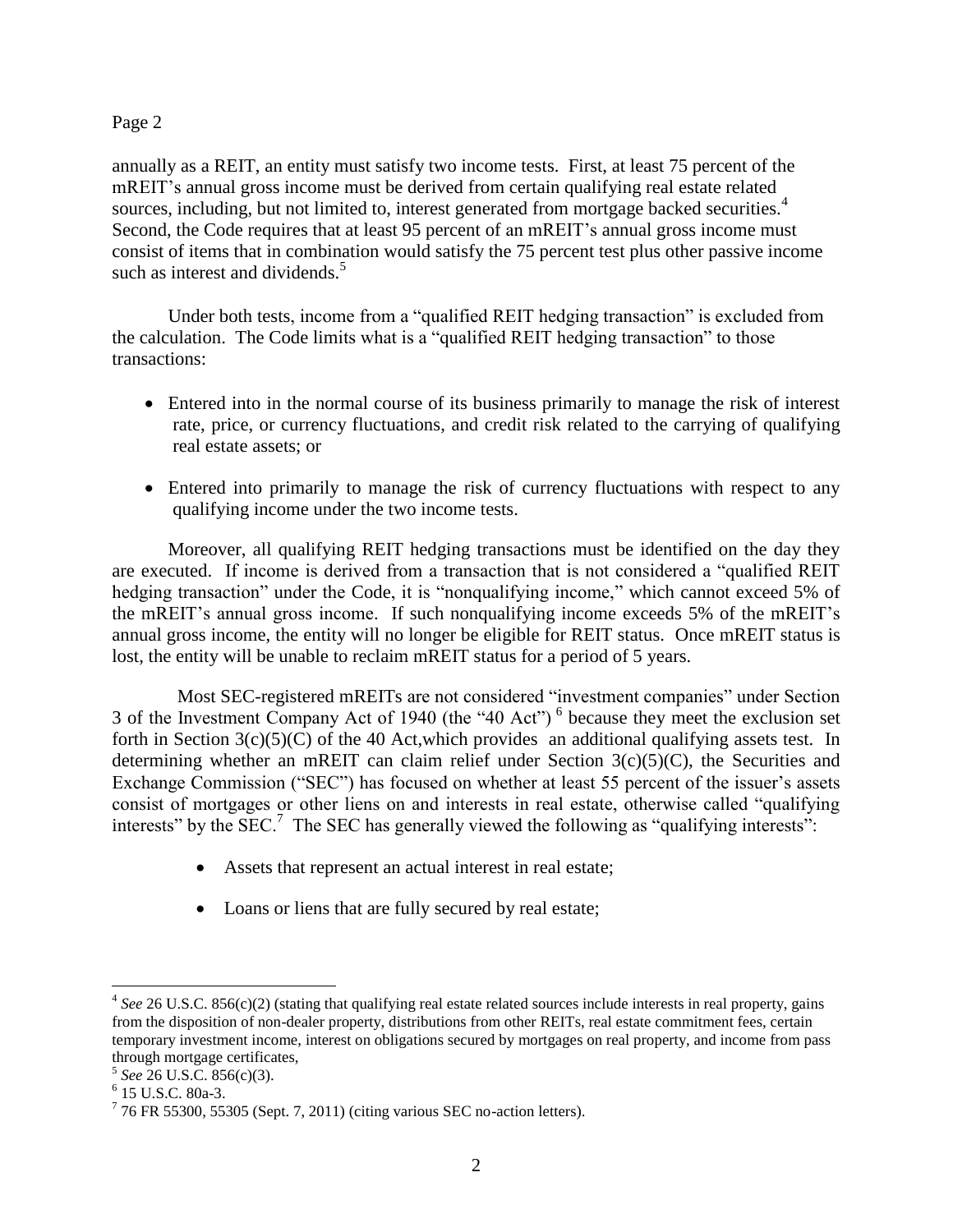annually as a REIT, an entity must satisfy two income tests. First, at least 75 percent of the mREIT's annual gross income must be derived from certain qualifying real estate related sources, including, but not limited to, interest generated from mortgage backed securities.[4] Second, the Code requires that at least 95 percent of an mREIT's annual gross income must consist of items that in combination would satisfy the 75 percent test plus other passive income such as interest and dividends.[5]

Under both tests, income from a "qualified REIT hedging transaction" is excluded from the calculation. The Code limits what is a "qualified REIT hedging transaction" to those transactions:

- Entered into in the normal course of its business primarily to manage the risk of interest rate, price, or currency fluctuations, and credit risk related to the carrying of qualifying real estate assets; or
- Entered into primarily to manage the risk of currency fluctuations with respect to any qualifying income under the two income tests.

Moreover, all qualifying REIT hedging transactions must be identified on the day they are executed. If income is derived from a transaction that is not considered a "qualified REIT hedging transaction" under the Code, it is "nonqualifying income," which cannot exceed 5% of the mREIT's annual gross income. If such nonqualifying income exceeds 5% of the mREIT's annual gross income, the entity will no longer be eligible for REIT status. Once mREIT status is lost, the entity will be unable to reclaim mREIT status for a period of 5 years.

Most SEC-registered mREITs are not considered "investment companies" under Section 3 of the Investment Company Act of 1940 (the "40 Act")[6] because they meet the exclusion set forth in Section 3(c)(5)(C) of the 40 Act,which provides an additional qualifying assets test. In determining whether an mREIT can claim relief under Section 3(c)(5)(C), the Securities and Exchange Commission ("SEC") has focused on whether at least 55 percent of the issuer's assets consist of mortgages or other liens on and interests in real estate, otherwise called "qualifying interests" by the SEC.[7] The SEC has generally viewed the following as "qualifying interests":

- Assets that represent an actual interest in real estate;
- Loans or liens that are fully secured by real estate;

---

[4] *See* 26 U.S.C. 856(c)(2) (stating that qualifying real estate related sources include interests in real property, gains from the disposition of non-dealer property, distributions from other REITs, real estate commitment fees, certain temporary investment income, interest on obligations secured by mortgages on real property, and income from pass through mortgage certificates,

[5] *See* 26 U.S.C. 856(c)(3).

[6] 15 U.S.C. 80a-3.

[7] 76 FR 55300, 55305 (Sept. 7, 2011) (citing various SEC no-action letters).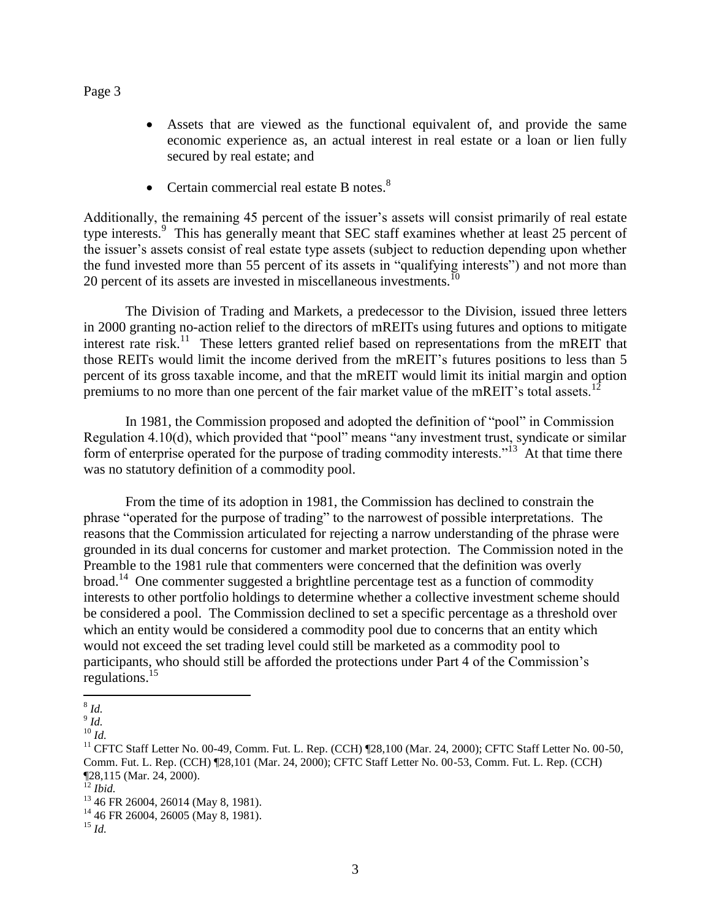- Assets that are viewed as the functional equivalent of, and provide the same economic experience as, an actual interest in real estate or a loan or lien fully secured by real estate; and
- Certain commercial real estate B notes.[8]

Additionally, the remaining 45 percent of the issuer's assets will consist primarily of real estate type interests.[9] This has generally meant that SEC staff examines whether at least 25 percent of the issuer's assets consist of real estate type assets (subject to reduction depending upon whether the fund invested more than 55 percent of its assets in "qualifying interests") and not more than 20 percent of its assets are invested in miscellaneous investments.[10]

The Division of Trading and Markets, a predecessor to the Division, issued three letters in 2000 granting no-action relief to the directors of mREITs using futures and options to mitigate interest rate risk.[11] These letters granted relief based on representations from the mREIT that those REITs would limit the income derived from the mREIT's futures positions to less than 5 percent of its gross taxable income, and that the mREIT would limit its initial margin and option premiums to no more than one percent of the fair market value of the mREIT's total assets.[12]

In 1981, the Commission proposed and adopted the definition of "pool" in Commission Regulation 4.10(d), which provided that "pool" means "any investment trust, syndicate or similar form of enterprise operated for the purpose of trading commodity interests."[13] At that time there was no statutory definition of a commodity pool.

From the time of its adoption in 1981, the Commission has declined to constrain the phrase "operated for the purpose of trading" to the narrowest of possible interpretations. The reasons that the Commission articulated for rejecting a narrow understanding of the phrase were grounded in its dual concerns for customer and market protection. The Commission noted in the Preamble to the 1981 rule that commenters were concerned that the definition was overly broad.[14] One commenter suggested a brightline percentage test as a function of commodity interests to other portfolio holdings to determine whether a collective investment scheme should be considered a pool. The Commission declined to set a specific percentage as a threshold over which an entity would be considered a commodity pool due to concerns that an entity which would not exceed the set trading level could still be marketed as a commodity pool to participants, who should still be afforded the protections under Part 4 of the Commission's regulations.[15]

---

[8] *Id.*

[9] *Id.*

[10] *Id.*

[11] CFTC Staff Letter No. 00-49, Comm. Fut. L. Rep. (CCH) ¶28,100 (Mar. 24, 2000); CFTC Staff Letter No. 00-50, Comm. Fut. L. Rep. (CCH) ¶28,101 (Mar. 24, 2000); CFTC Staff Letter No. 00-53, Comm. Fut. L. Rep. (CCH) ¶28,115 (Mar. 24, 2000).

[12] *Ibid.*

[13] 46 FR 26004, 26014 (May 8, 1981).

[14] 46 FR 26004, 26005 (May 8, 1981).

[15] *Id.*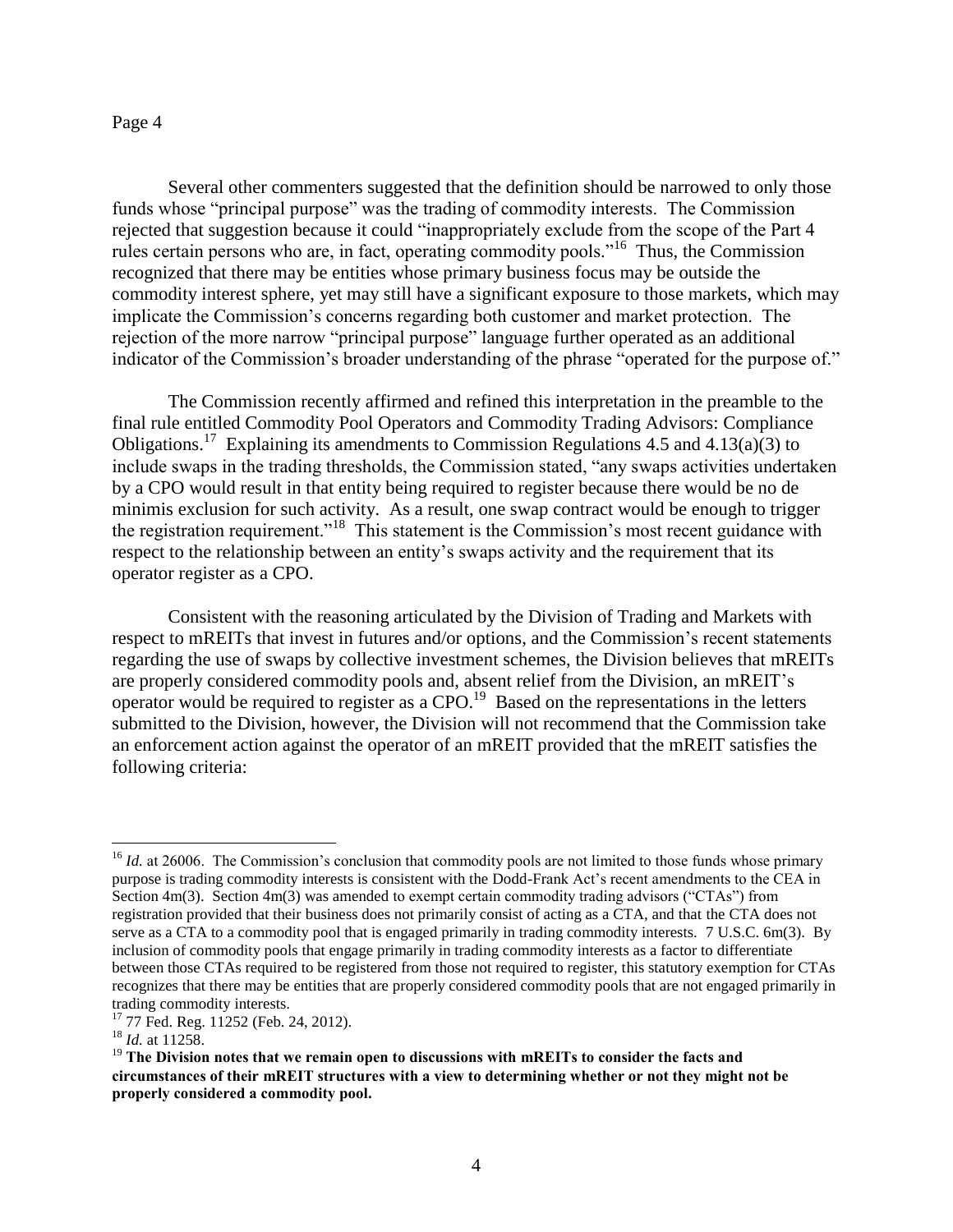Several other commenters suggested that the definition should be narrowed to only those funds whose "principal purpose" was the trading of commodity interests. The Commission rejected that suggestion because it could "inappropriately exclude from the scope of the Part 4 rules certain persons who are, in fact, operating commodity pools."[16] Thus, the Commission recognized that there may be entities whose primary business focus may be outside the commodity interest sphere, yet may still have a significant exposure to those markets, which may implicate the Commission's concerns regarding both customer and market protection. The rejection of the more narrow "principal purpose" language further operated as an additional indicator of the Commission's broader understanding of the phrase "operated for the purpose of."

The Commission recently affirmed and refined this interpretation in the preamble to the final rule entitled Commodity Pool Operators and Commodity Trading Advisors: Compliance Obligations.[17] Explaining its amendments to Commission Regulations 4.5 and 4.13(a)(3) to include swaps in the trading thresholds, the Commission stated, "any swaps activities undertaken by a CPO would result in that entity being required to register because there would be no de minimis exclusion for such activity. As a result, one swap contract would be enough to trigger the registration requirement."[18] This statement is the Commission's most recent guidance with respect to the relationship between an entity's swaps activity and the requirement that its operator register as a CPO.

Consistent with the reasoning articulated by the Division of Trading and Markets with respect to mREITs that invest in futures and/or options, and the Commission's recent statements regarding the use of swaps by collective investment schemes, the Division believes that mREITs are properly considered commodity pools and, absent relief from the Division, an mREIT's operator would be required to register as a CPO.[19] Based on the representations in the letters submitted to the Division, however, the Division will not recommend that the Commission take an enforcement action against the operator of an mREIT provided that the mREIT satisfies the following criteria:

---

[16] *Id.* at 26006. The Commission's conclusion that commodity pools are not limited to those funds whose primary purpose is trading commodity interests is consistent with the Dodd-Frank Act's recent amendments to the CEA in Section 4m(3). Section 4m(3) was amended to exempt certain commodity trading advisors ("CTAs") from registration provided that their business does not primarily consist of acting as a CTA, and that the CTA does not serve as a CTA to a commodity pool that is engaged primarily in trading commodity interests. 7 U.S.C. 6m(3). By inclusion of commodity pools that engage primarily in trading commodity interests as a factor to differentiate between those CTAs required to be registered from those not required to register, this statutory exemption for CTAs recognizes that there may be entities that are properly considered commodity pools that are not engaged primarily in trading commodity interests.

[17] 77 Fed. Reg. 11252 (Feb. 24, 2012).

[18] *Id.* at 11258.

[19] **The Division notes that we remain open to discussions with mREITs to consider the facts and circumstances of their mREIT structures with a view to determining whether or not they might not be properly considered a commodity pool.**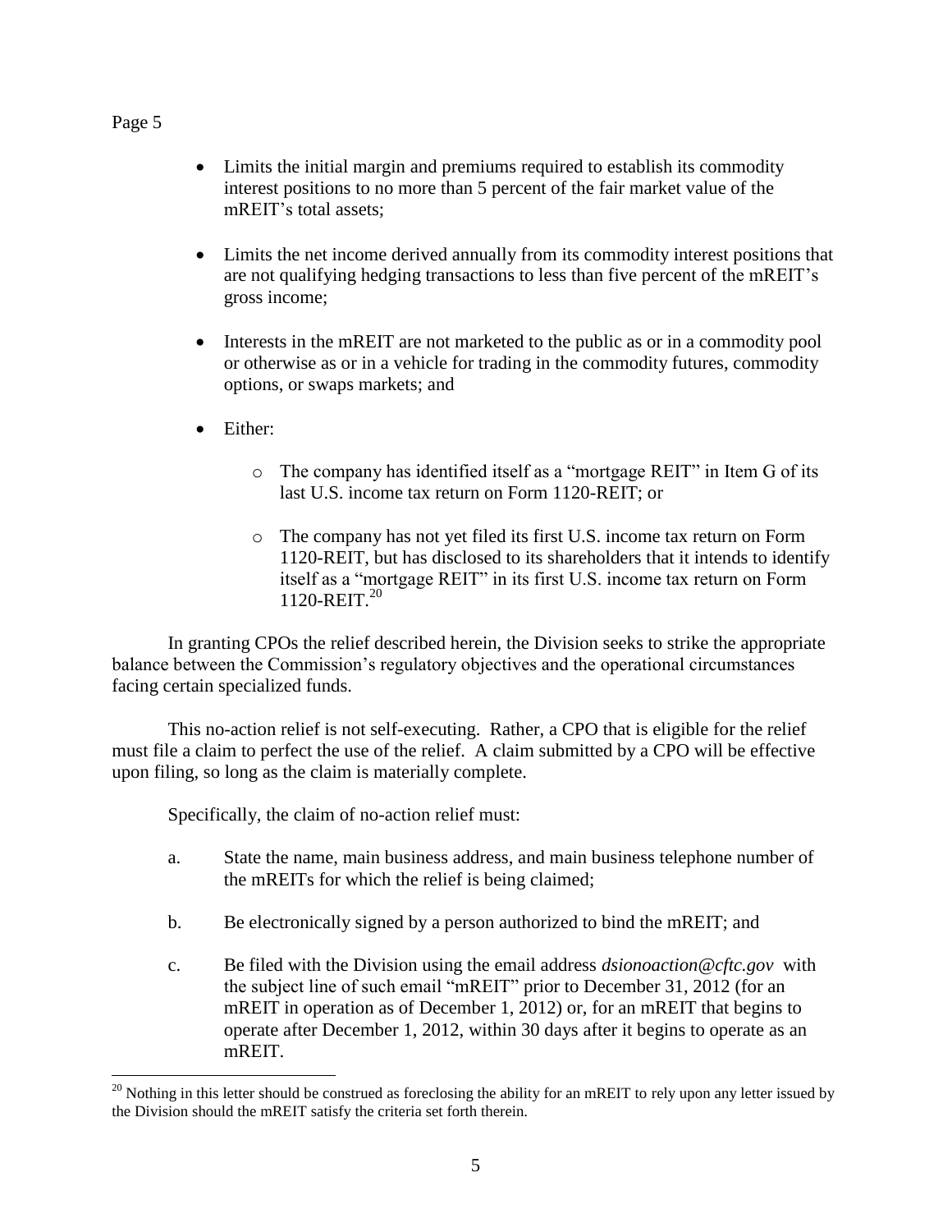- Limits the initial margin and premiums required to establish its commodity interest positions to no more than 5 percent of the fair market value of the mREIT's total assets;

- Limits the net income derived annually from its commodity interest positions that are not qualifying hedging transactions to less than five percent of the mREIT's gross income;

- Interests in the mREIT are not marketed to the public as or in a commodity pool or otherwise as or in a vehicle for trading in the commodity futures, commodity options, or swaps markets; and

- Either:

  - The company has identified itself as a "mortgage REIT" in Item G of its last U.S. income tax return on Form 1120-REIT; or

  - The company has not yet filed its first U.S. income tax return on Form 1120-REIT, but has disclosed to its shareholders that it intends to identify itself as a "mortgage REIT" in its first U.S. income tax return on Form 1120-REIT.[20]

In granting CPOs the relief described herein, the Division seeks to strike the appropriate balance between the Commission's regulatory objectives and the operational circumstances facing certain specialized funds.

This no-action relief is not self-executing. Rather, a CPO that is eligible for the relief must file a claim to perfect the use of the relief. A claim submitted by a CPO will be effective upon filing, so long as the claim is materially complete.

Specifically, the claim of no-action relief must:

a. State the name, main business address, and main business telephone number of the mREITs for which the relief is being claimed;

b. Be electronically signed by a person authorized to bind the mREIT; and

c. Be filed with the Division using the email address *dsionoaction@cftc.gov* with the subject line of such email "mREIT" prior to December 31, 2012 (for an mREIT in operation as of December 1, 2012) or, for an mREIT that begins to operate after December 1, 2012, within 30 days after it begins to operate as an mREIT.

[20] Nothing in this letter should be construed as foreclosing the ability for an mREIT to rely upon any letter issued by the Division should the mREIT satisfy the criteria set forth therein.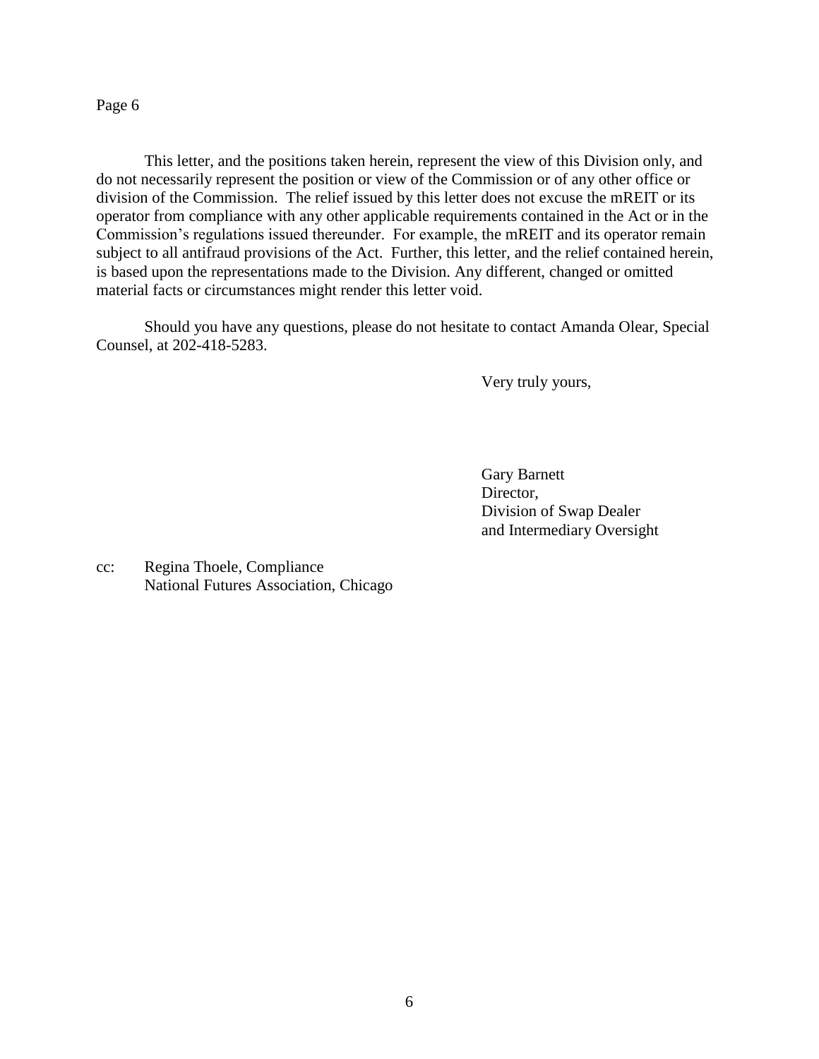This letter, and the positions taken herein, represent the view of this Division only, and do not necessarily represent the position or view of the Commission or of any other office or division of the Commission. The relief issued by this letter does not excuse the mREIT or its operator from compliance with any other applicable requirements contained in the Act or in the Commission's regulations issued thereunder. For example, the mREIT and its operator remain subject to all antifraud provisions of the Act. Further, this letter, and the relief contained herein, is based upon the representations made to the Division. Any different, changed or omitted material facts or circumstances might render this letter void.

Should you have any questions, please do not hesitate to contact Amanda Olear, Special Counsel, at 202-418-5283.

Very truly yours,

Gary Barnett
Director,
Division of Swap Dealer
and Intermediary Oversight

cc: Regina Thoele, Compliance
National Futures Association, Chicago